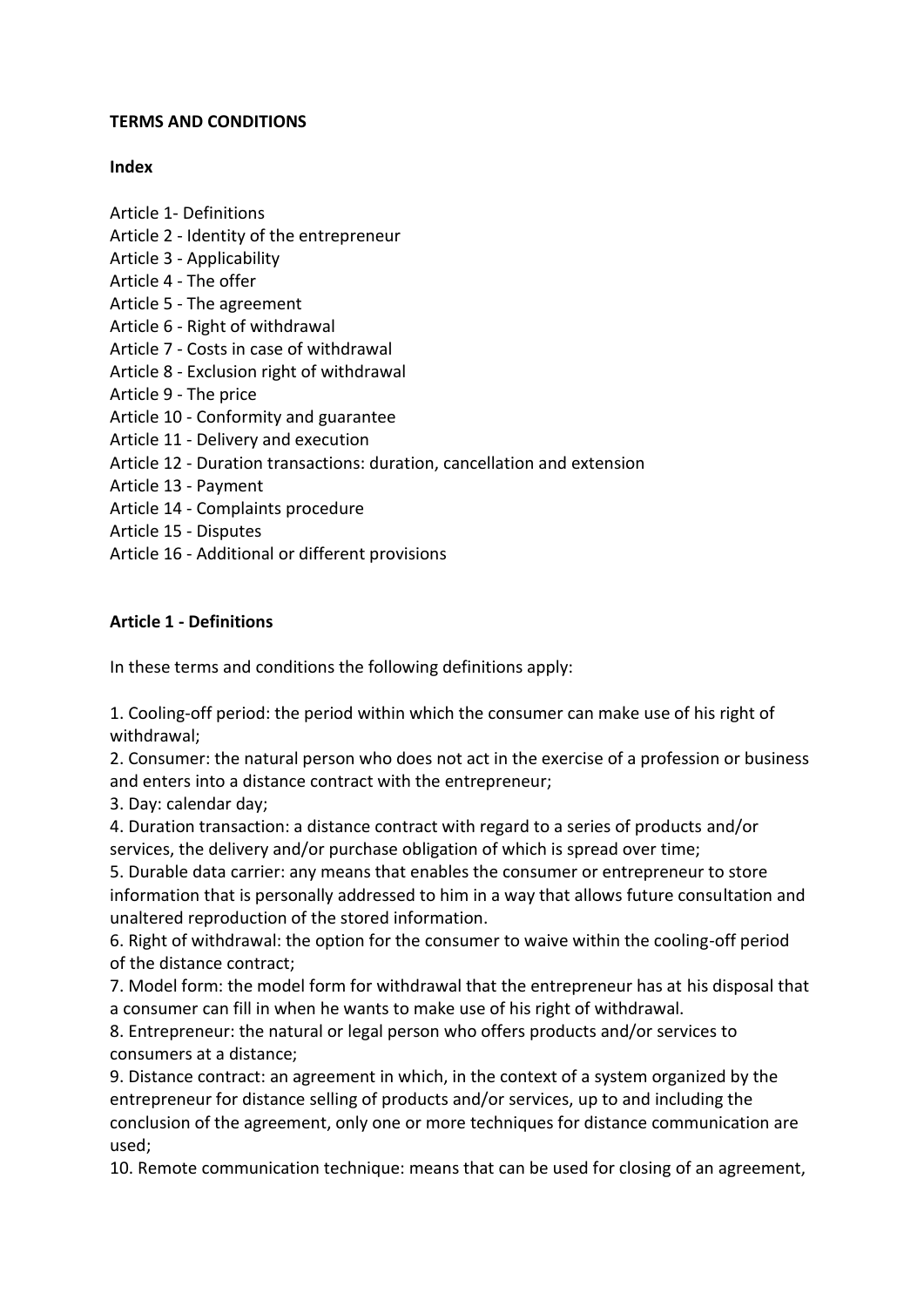**TERMS AND CONDITIONS**

**Index**

Article 1- Definitions
Article 2 - Identity of the entrepreneur
Article 3 - Applicability
Article 4 - The offer
Article 5 - The agreement
Article 6 - Right of withdrawal
Article 7 - Costs in case of withdrawal
Article 8 - Exclusion right of withdrawal
Article 9 - The price
Article 10 - Conformity and guarantee
Article 11 - Delivery and execution
Article 12 - Duration transactions: duration, cancellation and extension
Article 13 - Payment
Article 14 - Complaints procedure
Article 15 - Disputes
Article 16 - Additional or different provisions

**Article 1 - Definitions**

In these terms and conditions the following definitions apply:

1. Cooling-off period: the period within which the consumer can make use of his right of withdrawal;
2. Consumer: the natural person who does not act in the exercise of a profession or business and enters into a distance contract with the entrepreneur;
3. Day: calendar day;
4. Duration transaction: a distance contract with regard to a series of products and/or services, the delivery and/or purchase obligation of which is spread over time;
5. Durable data carrier: any means that enables the consumer or entrepreneur to store information that is personally addressed to him in a way that allows future consultation and unaltered reproduction of the stored information.
6. Right of withdrawal: the option for the consumer to waive within the cooling-off period of the distance contract;
7. Model form: the model form for withdrawal that the entrepreneur has at his disposal that a consumer can fill in when he wants to make use of his right of withdrawal.
8. Entrepreneur: the natural or legal person who offers products and/or services to consumers at a distance;
9. Distance contract: an agreement in which, in the context of a system organized by the entrepreneur for distance selling of products and/or services, up to and including the conclusion of the agreement, only one or more techniques for distance communication are used;
10. Remote communication technique: means that can be used for closing of an agreement,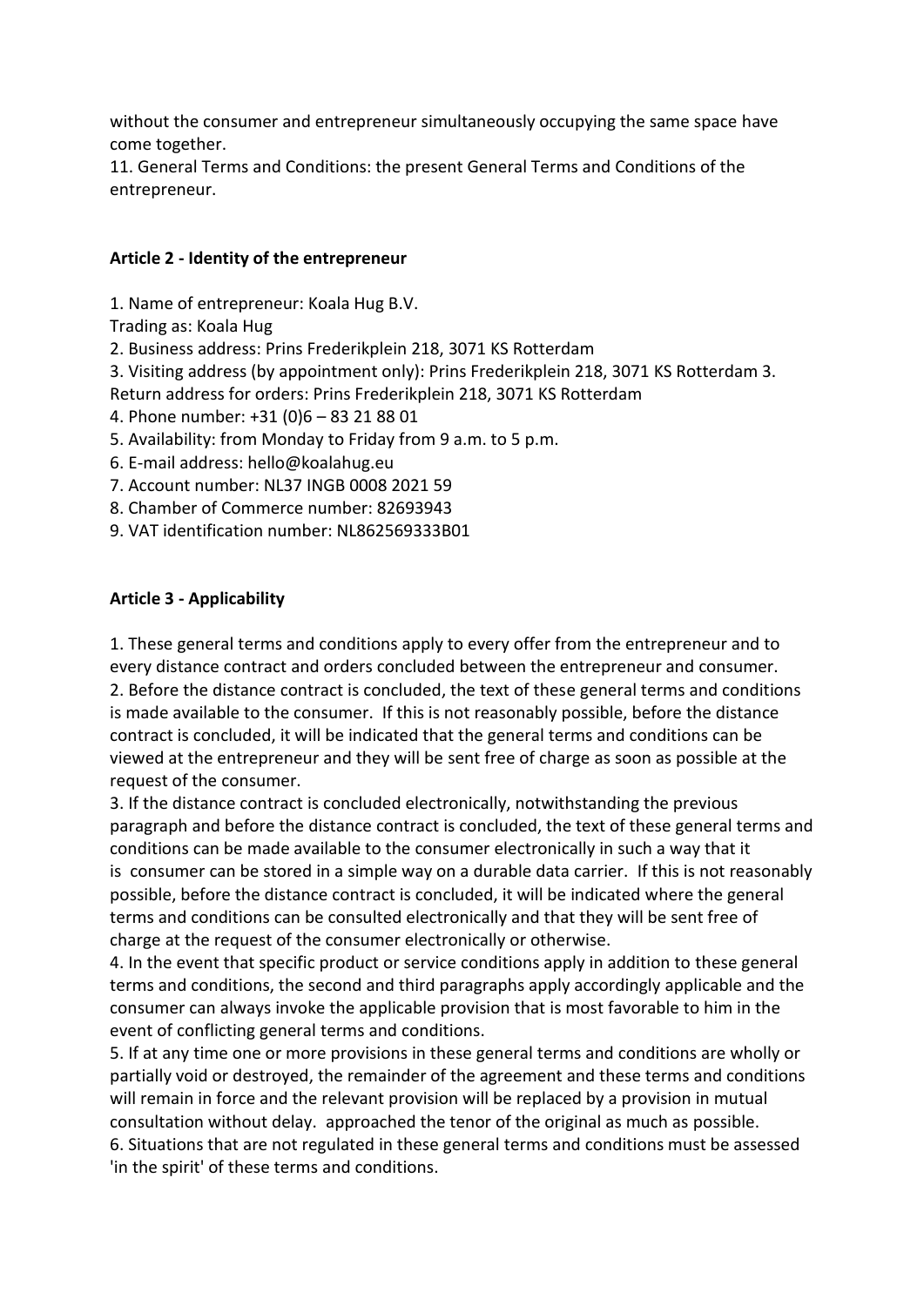without the consumer and entrepreneur simultaneously occupying the same space have come together.

11. General Terms and Conditions: the present General Terms and Conditions of the entrepreneur.

**Article 2 - Identity of the entrepreneur**

1. Name of entrepreneur: Koala Hug B.V.
Trading as: Koala Hug
2. Business address: Prins Frederikplein 218, 3071 KS Rotterdam
3. Visiting address (by appointment only): Prins Frederikplein 218, 3071 KS Rotterdam 3.
Return address for orders: Prins Frederikplein 218, 3071 KS Rotterdam
4. Phone number: +31 (0)6 – 83 21 88 01
5. Availability: from Monday to Friday from 9 a.m. to 5 p.m.
6. E-mail address: hello@koalahug.eu
7. Account number: NL37 INGB 0008 2021 59
8. Chamber of Commerce number: 82693943
9. VAT identification number: NL862569333B01

**Article 3 - Applicability**

1. These general terms and conditions apply to every offer from the entrepreneur and to every distance contract and orders concluded between the entrepreneur and consumer.
2. Before the distance contract is concluded, the text of these general terms and conditions is made available to the consumer. If this is not reasonably possible, before the distance contract is concluded, it will be indicated that the general terms and conditions can be viewed at the entrepreneur and they will be sent free of charge as soon as possible at the request of the consumer.
3. If the distance contract is concluded electronically, notwithstanding the previous paragraph and before the distance contract is concluded, the text of these general terms and conditions can be made available to the consumer electronically in such a way that it is consumer can be stored in a simple way on a durable data carrier. If this is not reasonably possible, before the distance contract is concluded, it will be indicated where the general terms and conditions can be consulted electronically and that they will be sent free of charge at the request of the consumer electronically or otherwise.
4. In the event that specific product or service conditions apply in addition to these general terms and conditions, the second and third paragraphs apply accordingly applicable and the consumer can always invoke the applicable provision that is most favorable to him in the event of conflicting general terms and conditions.
5. If at any time one or more provisions in these general terms and conditions are wholly or partially void or destroyed, the remainder of the agreement and these terms and conditions will remain in force and the relevant provision will be replaced by a provision in mutual consultation without delay. approached the tenor of the original as much as possible.
6. Situations that are not regulated in these general terms and conditions must be assessed 'in the spirit' of these terms and conditions.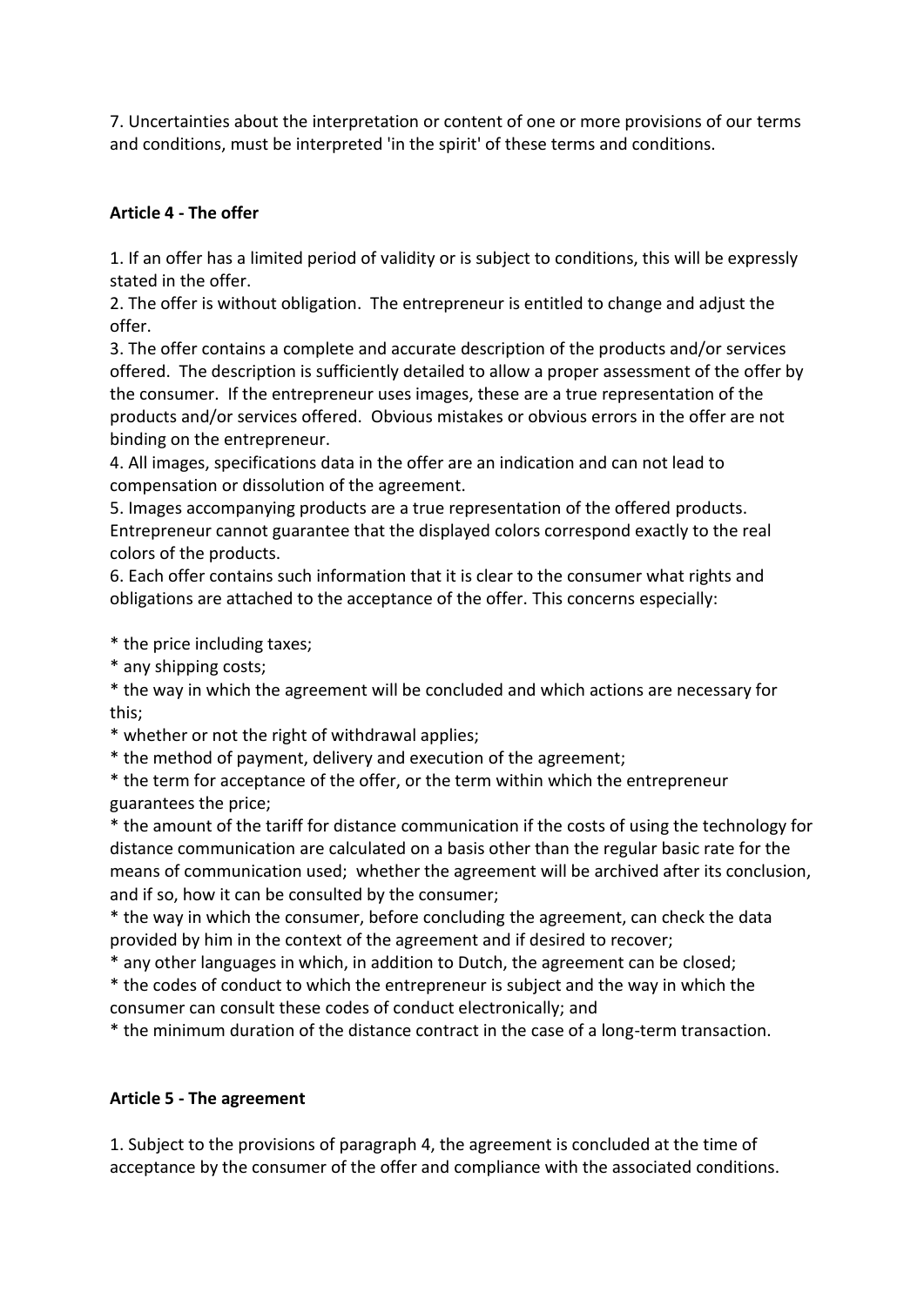7. Uncertainties about the interpretation or content of one or more provisions of our terms and conditions, must be interpreted 'in the spirit' of these terms and conditions.

**Article 4 - The offer**

1. If an offer has a limited period of validity or is subject to conditions, this will be expressly stated in the offer.
2. The offer is without obligation. The entrepreneur is entitled to change and adjust the offer.
3. The offer contains a complete and accurate description of the products and/or services offered. The description is sufficiently detailed to allow a proper assessment of the offer by the consumer. If the entrepreneur uses images, these are a true representation of the products and/or services offered. Obvious mistakes or obvious errors in the offer are not binding on the entrepreneur.
4. All images, specifications data in the offer are an indication and can not lead to compensation or dissolution of the agreement.
5. Images accompanying products are a true representation of the offered products. Entrepreneur cannot guarantee that the displayed colors correspond exactly to the real colors of the products.
6. Each offer contains such information that it is clear to the consumer what rights and obligations are attached to the acceptance of the offer. This concerns especially:

* the price including taxes;
* any shipping costs;
* the way in which the agreement will be concluded and which actions are necessary for this;
* whether or not the right of withdrawal applies;
* the method of payment, delivery and execution of the agreement;
* the term for acceptance of the offer, or the term within which the entrepreneur guarantees the price;
* the amount of the tariff for distance communication if the costs of using the technology for distance communication are calculated on a basis other than the regular basic rate for the means of communication used; whether the agreement will be archived after its conclusion, and if so, how it can be consulted by the consumer;
* the way in which the consumer, before concluding the agreement, can check the data provided by him in the context of the agreement and if desired to recover;
* any other languages in which, in addition to Dutch, the agreement can be closed;
* the codes of conduct to which the entrepreneur is subject and the way in which the consumer can consult these codes of conduct electronically; and
* the minimum duration of the distance contract in the case of a long-term transaction.

**Article 5 - The agreement**

1. Subject to the provisions of paragraph 4, the agreement is concluded at the time of acceptance by the consumer of the offer and compliance with the associated conditions.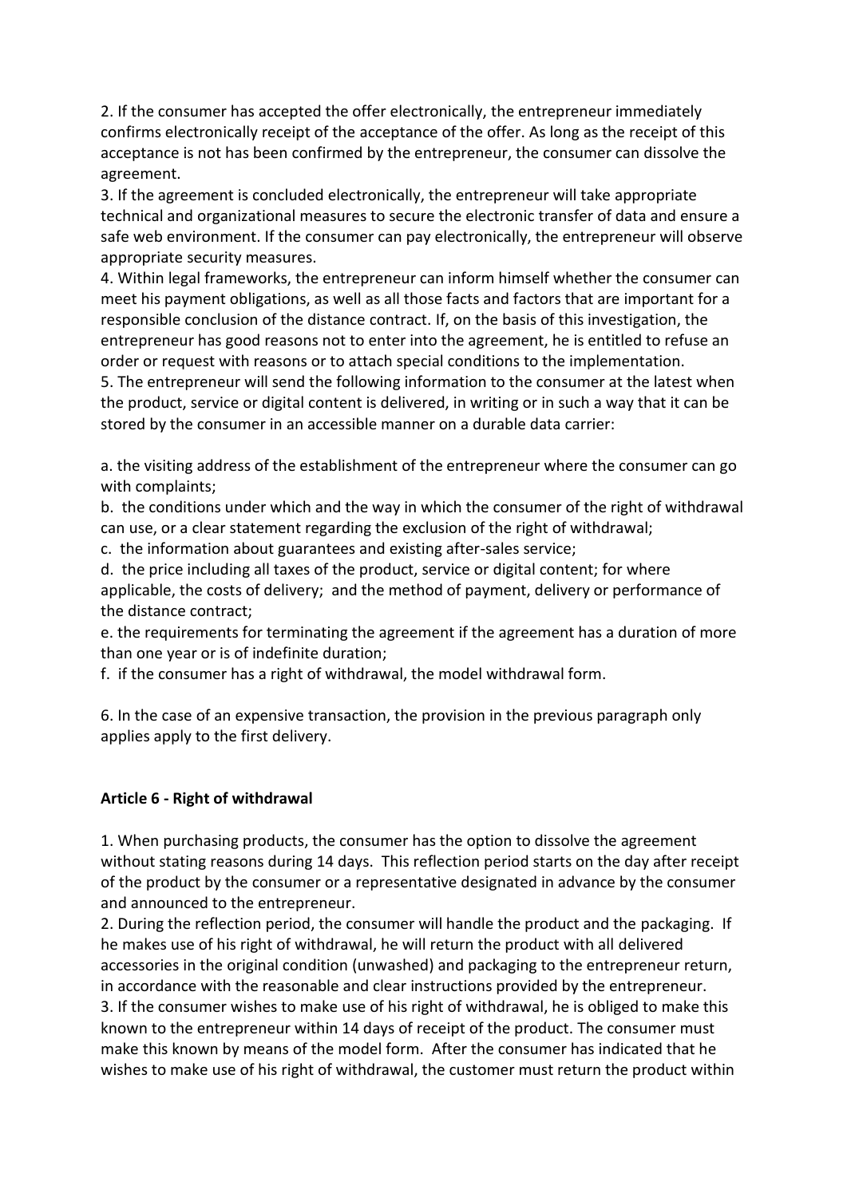2. If the consumer has accepted the offer electronically, the entrepreneur immediately confirms electronically receipt of the acceptance of the offer. As long as the receipt of this acceptance is not has been confirmed by the entrepreneur, the consumer can dissolve the agreement.
3. If the agreement is concluded electronically, the entrepreneur will take appropriate technical and organizational measures to secure the electronic transfer of data and ensure a safe web environment. If the consumer can pay electronically, the entrepreneur will observe appropriate security measures.
4. Within legal frameworks, the entrepreneur can inform himself whether the consumer can meet his payment obligations, as well as all those facts and factors that are important for a responsible conclusion of the distance contract. If, on the basis of this investigation, the entrepreneur has good reasons not to enter into the agreement, he is entitled to refuse an order or request with reasons or to attach special conditions to the implementation.
5. The entrepreneur will send the following information to the consumer at the latest when the product, service or digital content is delivered, in writing or in such a way that it can be stored by the consumer in an accessible manner on a durable data carrier:

a. the visiting address of the establishment of the entrepreneur where the consumer can go with complaints;
b. the conditions under which and the way in which the consumer of the right of withdrawal can use, or a clear statement regarding the exclusion of the right of withdrawal;
c. the information about guarantees and existing after-sales service;
d. the price including all taxes of the product, service or digital content; for where applicable, the costs of delivery; and the method of payment, delivery or performance of the distance contract;
e. the requirements for terminating the agreement if the agreement has a duration of more than one year or is of indefinite duration;
f. if the consumer has a right of withdrawal, the model withdrawal form.

6. In the case of an expensive transaction, the provision in the previous paragraph only applies apply to the first delivery.

**Article 6 - Right of withdrawal**

1. When purchasing products, the consumer has the option to dissolve the agreement without stating reasons during 14 days. This reflection period starts on the day after receipt of the product by the consumer or a representative designated in advance by the consumer and announced to the entrepreneur.
2. During the reflection period, the consumer will handle the product and the packaging. If he makes use of his right of withdrawal, he will return the product with all delivered accessories in the original condition (unwashed) and packaging to the entrepreneur return, in accordance with the reasonable and clear instructions provided by the entrepreneur.
3. If the consumer wishes to make use of his right of withdrawal, he is obliged to make this known to the entrepreneur within 14 days of receipt of the product. The consumer must make this known by means of the model form. After the consumer has indicated that he wishes to make use of his right of withdrawal, the customer must return the product within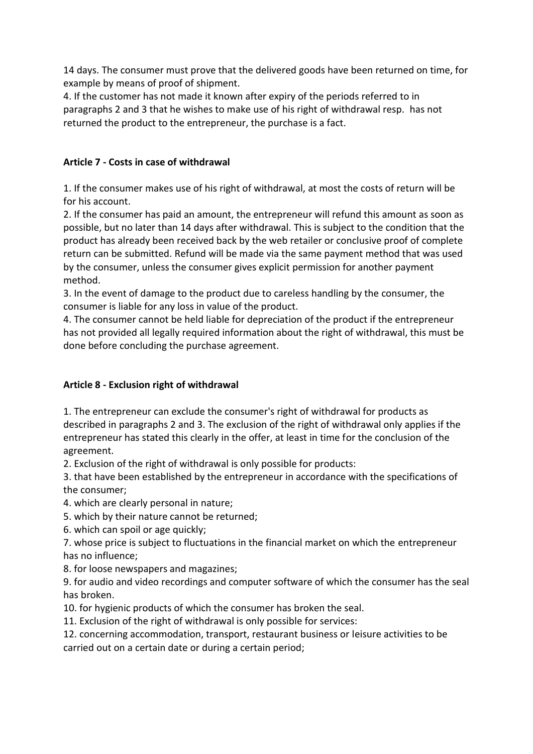14 days. The consumer must prove that the delivered goods have been returned on time, for example by means of proof of shipment.

4. If the customer has not made it known after expiry of the periods referred to in paragraphs 2 and 3 that he wishes to make use of his right of withdrawal resp. has not returned the product to the entrepreneur, the purchase is a fact.

**Article 7 - Costs in case of withdrawal**

1. If the consumer makes use of his right of withdrawal, at most the costs of return will be for his account.
2. If the consumer has paid an amount, the entrepreneur will refund this amount as soon as possible, but no later than 14 days after withdrawal. This is subject to the condition that the product has already been received back by the web retailer or conclusive proof of complete return can be submitted. Refund will be made via the same payment method that was used by the consumer, unless the consumer gives explicit permission for another payment method.
3. In the event of damage to the product due to careless handling by the consumer, the consumer is liable for any loss in value of the product.
4. The consumer cannot be held liable for depreciation of the product if the entrepreneur has not provided all legally required information about the right of withdrawal, this must be done before concluding the purchase agreement.

**Article 8 - Exclusion right of withdrawal**

1. The entrepreneur can exclude the consumer's right of withdrawal for products as described in paragraphs 2 and 3. The exclusion of the right of withdrawal only applies if the entrepreneur has stated this clearly in the offer, at least in time for the conclusion of the agreement.
2. Exclusion of the right of withdrawal is only possible for products:
3. that have been established by the entrepreneur in accordance with the specifications of the consumer;
4. which are clearly personal in nature;
5. which by their nature cannot be returned;
6. which can spoil or age quickly;
7. whose price is subject to fluctuations in the financial market on which the entrepreneur has no influence;
8. for loose newspapers and magazines;
9. for audio and video recordings and computer software of which the consumer has the seal has broken.
10. for hygienic products of which the consumer has broken the seal.
11. Exclusion of the right of withdrawal is only possible for services:
12. concerning accommodation, transport, restaurant business or leisure activities to be carried out on a certain date or during a certain period;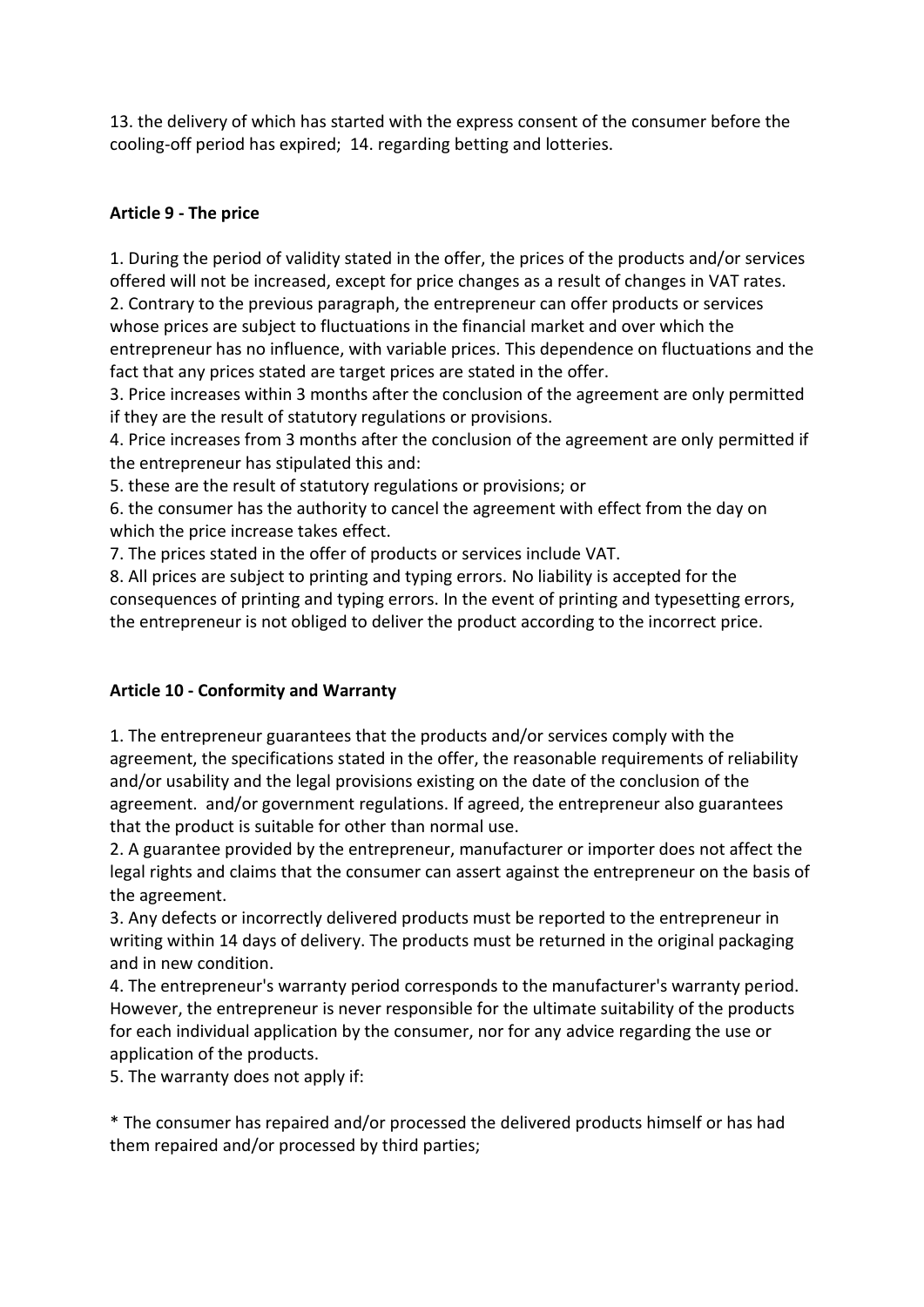13. the delivery of which has started with the express consent of the consumer before the cooling-off period has expired; 14. regarding betting and lotteries.

**Article 9 - The price**

1. During the period of validity stated in the offer, the prices of the products and/or services offered will not be increased, except for price changes as a result of changes in VAT rates.
2. Contrary to the previous paragraph, the entrepreneur can offer products or services whose prices are subject to fluctuations in the financial market and over which the entrepreneur has no influence, with variable prices. This dependence on fluctuations and the fact that any prices stated are target prices are stated in the offer.
3. Price increases within 3 months after the conclusion of the agreement are only permitted if they are the result of statutory regulations or provisions.
4. Price increases from 3 months after the conclusion of the agreement are only permitted if the entrepreneur has stipulated this and:
5. these are the result of statutory regulations or provisions; or
6. the consumer has the authority to cancel the agreement with effect from the day on which the price increase takes effect.
7. The prices stated in the offer of products or services include VAT.
8. All prices are subject to printing and typing errors. No liability is accepted for the consequences of printing and typing errors. In the event of printing and typesetting errors, the entrepreneur is not obliged to deliver the product according to the incorrect price.

**Article 10 - Conformity and Warranty**

1. The entrepreneur guarantees that the products and/or services comply with the agreement, the specifications stated in the offer, the reasonable requirements of reliability and/or usability and the legal provisions existing on the date of the conclusion of the agreement. and/or government regulations. If agreed, the entrepreneur also guarantees that the product is suitable for other than normal use.
2. A guarantee provided by the entrepreneur, manufacturer or importer does not affect the legal rights and claims that the consumer can assert against the entrepreneur on the basis of the agreement.
3. Any defects or incorrectly delivered products must be reported to the entrepreneur in writing within 14 days of delivery. The products must be returned in the original packaging and in new condition.
4. The entrepreneur's warranty period corresponds to the manufacturer's warranty period. However, the entrepreneur is never responsible for the ultimate suitability of the products for each individual application by the consumer, nor for any advice regarding the use or application of the products.
5. The warranty does not apply if:

* The consumer has repaired and/or processed the delivered products himself or has had them repaired and/or processed by third parties;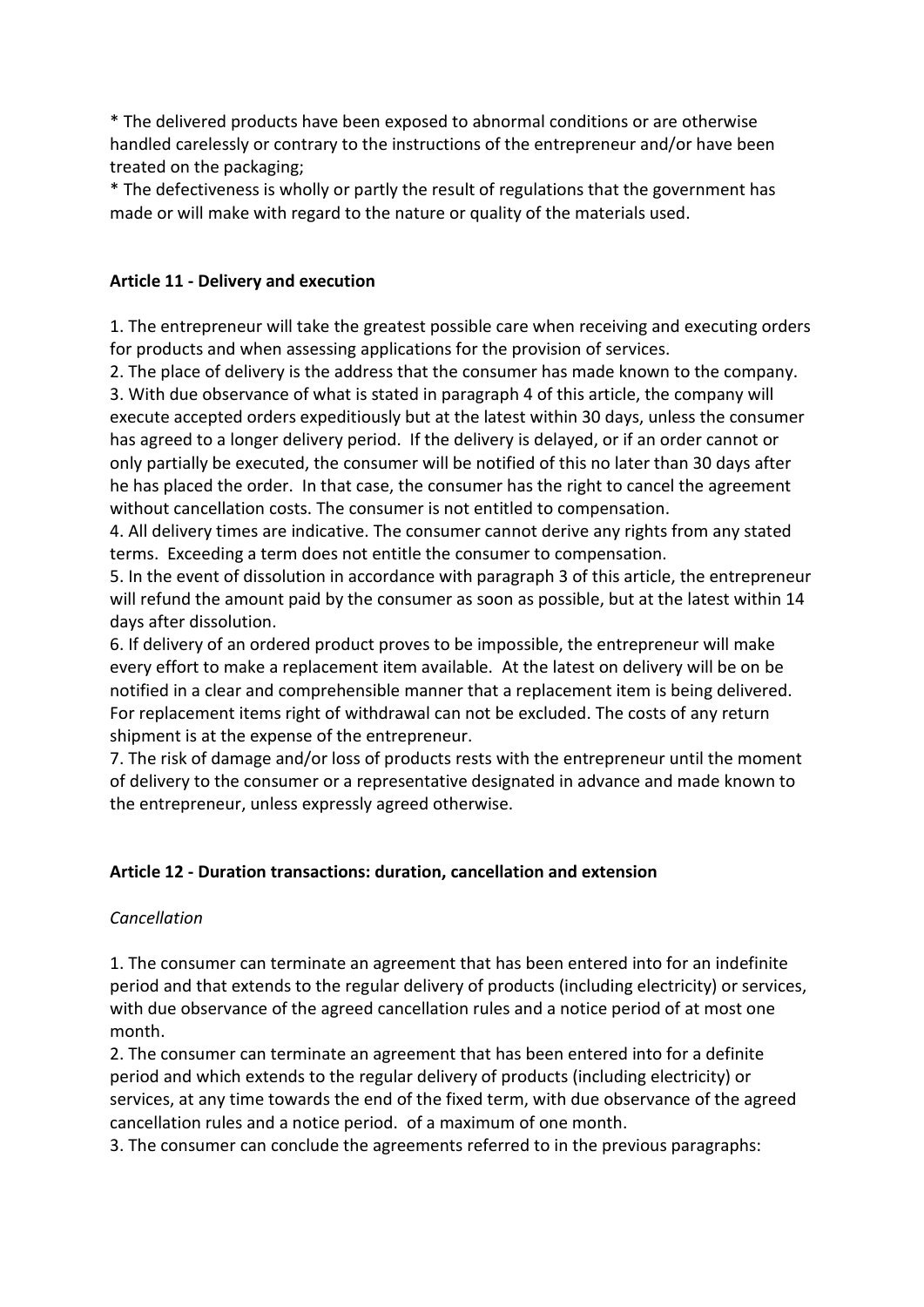* The delivered products have been exposed to abnormal conditions or are otherwise handled carelessly or contrary to the instructions of the entrepreneur and/or have been treated on the packaging;
* The defectiveness is wholly or partly the result of regulations that the government has made or will make with regard to the nature or quality of the materials used.

**Article 11 - Delivery and execution**

1. The entrepreneur will take the greatest possible care when receiving and executing orders for products and when assessing applications for the provision of services.
2. The place of delivery is the address that the consumer has made known to the company.
3. With due observance of what is stated in paragraph 4 of this article, the company will execute accepted orders expeditiously but at the latest within 30 days, unless the consumer has agreed to a longer delivery period. If the delivery is delayed, or if an order cannot or only partially be executed, the consumer will be notified of this no later than 30 days after he has placed the order. In that case, the consumer has the right to cancel the agreement without cancellation costs. The consumer is not entitled to compensation.
4. All delivery times are indicative. The consumer cannot derive any rights from any stated terms. Exceeding a term does not entitle the consumer to compensation.
5. In the event of dissolution in accordance with paragraph 3 of this article, the entrepreneur will refund the amount paid by the consumer as soon as possible, but at the latest within 14 days after dissolution.
6. If delivery of an ordered product proves to be impossible, the entrepreneur will make every effort to make a replacement item available. At the latest on delivery will be on be notified in a clear and comprehensible manner that a replacement item is being delivered. For replacement items right of withdrawal can not be excluded. The costs of any return shipment is at the expense of the entrepreneur.
7. The risk of damage and/or loss of products rests with the entrepreneur until the moment of delivery to the consumer or a representative designated in advance and made known to the entrepreneur, unless expressly agreed otherwise.

**Article 12 - Duration transactions: duration, cancellation and extension**

*Cancellation*

1. The consumer can terminate an agreement that has been entered into for an indefinite period and that extends to the regular delivery of products (including electricity) or services, with due observance of the agreed cancellation rules and a notice period of at most one month.
2. The consumer can terminate an agreement that has been entered into for a definite period and which extends to the regular delivery of products (including electricity) or services, at any time towards the end of the fixed term, with due observance of the agreed cancellation rules and a notice period. of a maximum of one month.
3. The consumer can conclude the agreements referred to in the previous paragraphs: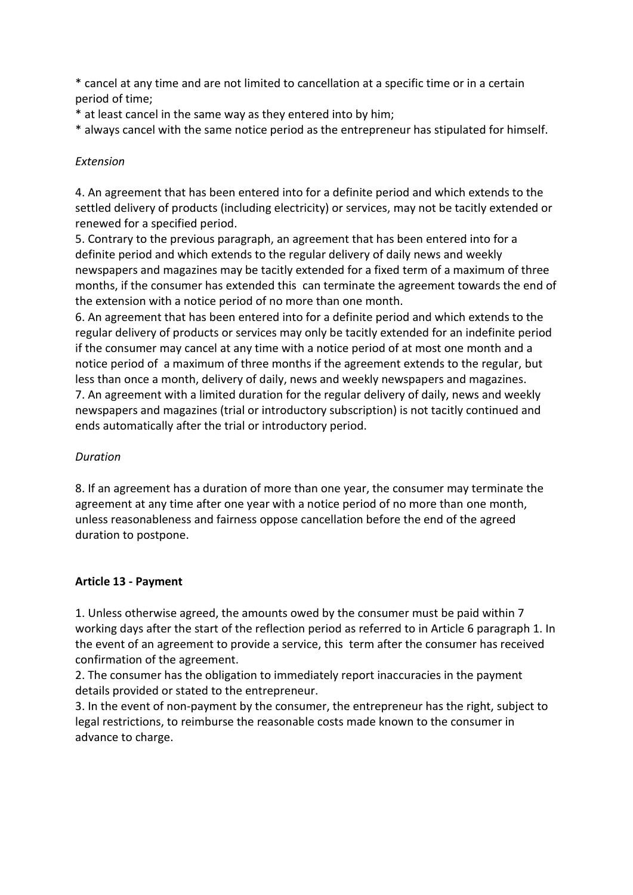* cancel at any time and are not limited to cancellation at a specific time or in a certain period of time;
* at least cancel in the same way as they entered into by him;
* always cancel with the same notice period as the entrepreneur has stipulated for himself.

*Extension*

4. An agreement that has been entered into for a definite period and which extends to the settled delivery of products (including electricity) or services, may not be tacitly extended or renewed for a specified period.
5. Contrary to the previous paragraph, an agreement that has been entered into for a definite period and which extends to the regular delivery of daily news and weekly newspapers and magazines may be tacitly extended for a fixed term of a maximum of three months, if the consumer has extended this can terminate the agreement towards the end of the extension with a notice period of no more than one month.
6. An agreement that has been entered into for a definite period and which extends to the regular delivery of products or services may only be tacitly extended for an indefinite period if the consumer may cancel at any time with a notice period of at most one month and a notice period of a maximum of three months if the agreement extends to the regular, but less than once a month, delivery of daily, news and weekly newspapers and magazines.
7. An agreement with a limited duration for the regular delivery of daily, news and weekly newspapers and magazines (trial or introductory subscription) is not tacitly continued and ends automatically after the trial or introductory period.

*Duration*

8. If an agreement has a duration of more than one year, the consumer may terminate the agreement at any time after one year with a notice period of no more than one month, unless reasonableness and fairness oppose cancellation before the end of the agreed duration to postpone.

**Article 13 - Payment**

1. Unless otherwise agreed, the amounts owed by the consumer must be paid within 7 working days after the start of the reflection period as referred to in Article 6 paragraph 1. In the event of an agreement to provide a service, this term after the consumer has received confirmation of the agreement.
2. The consumer has the obligation to immediately report inaccuracies in the payment details provided or stated to the entrepreneur.
3. In the event of non-payment by the consumer, the entrepreneur has the right, subject to legal restrictions, to reimburse the reasonable costs made known to the consumer in advance to charge.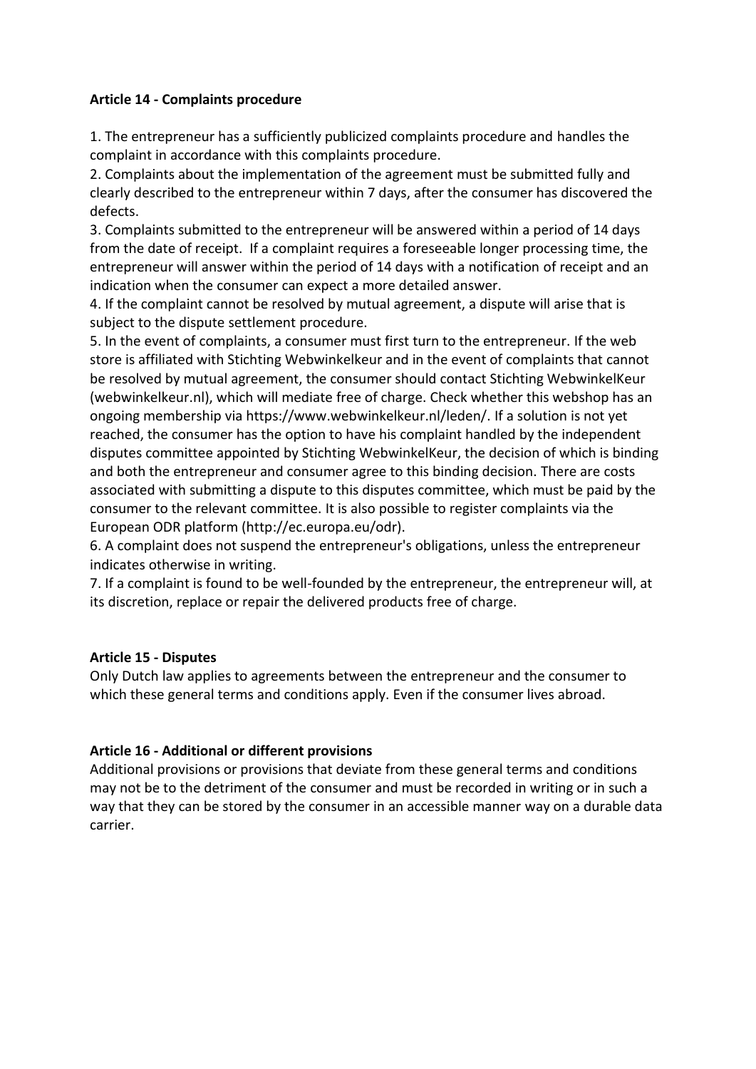**Article 14 - Complaints procedure**

1. The entrepreneur has a sufficiently publicized complaints procedure and handles the complaint in accordance with this complaints procedure.
2. Complaints about the implementation of the agreement must be submitted fully and clearly described to the entrepreneur within 7 days, after the consumer has discovered the defects.
3. Complaints submitted to the entrepreneur will be answered within a period of 14 days from the date of receipt. If a complaint requires a foreseeable longer processing time, the entrepreneur will answer within the period of 14 days with a notification of receipt and an indication when the consumer can expect a more detailed answer.
4. If the complaint cannot be resolved by mutual agreement, a dispute will arise that is subject to the dispute settlement procedure.
5. In the event of complaints, a consumer must first turn to the entrepreneur. If the web store is affiliated with Stichting Webwinkelkeur and in the event of complaints that cannot be resolved by mutual agreement, the consumer should contact Stichting WebwinkelKeur (webwinkelkeur.nl), which will mediate free of charge. Check whether this webshop has an ongoing membership via https://www.webwinkelkeur.nl/leden/. If a solution is not yet reached, the consumer has the option to have his complaint handled by the independent disputes committee appointed by Stichting WebwinkelKeur, the decision of which is binding and both the entrepreneur and consumer agree to this binding decision. There are costs associated with submitting a dispute to this disputes committee, which must be paid by the consumer to the relevant committee. It is also possible to register complaints via the European ODR platform (http://ec.europa.eu/odr).
6. A complaint does not suspend the entrepreneur's obligations, unless the entrepreneur indicates otherwise in writing.
7. If a complaint is found to be well-founded by the entrepreneur, the entrepreneur will, at its discretion, replace or repair the delivered products free of charge.

**Article 15 - Disputes**

Only Dutch law applies to agreements between the entrepreneur and the consumer to which these general terms and conditions apply. Even if the consumer lives abroad.

**Article 16 - Additional or different provisions**

Additional provisions or provisions that deviate from these general terms and conditions may not be to the detriment of the consumer and must be recorded in writing or in such a way that they can be stored by the consumer in an accessible manner way on a durable data carrier.